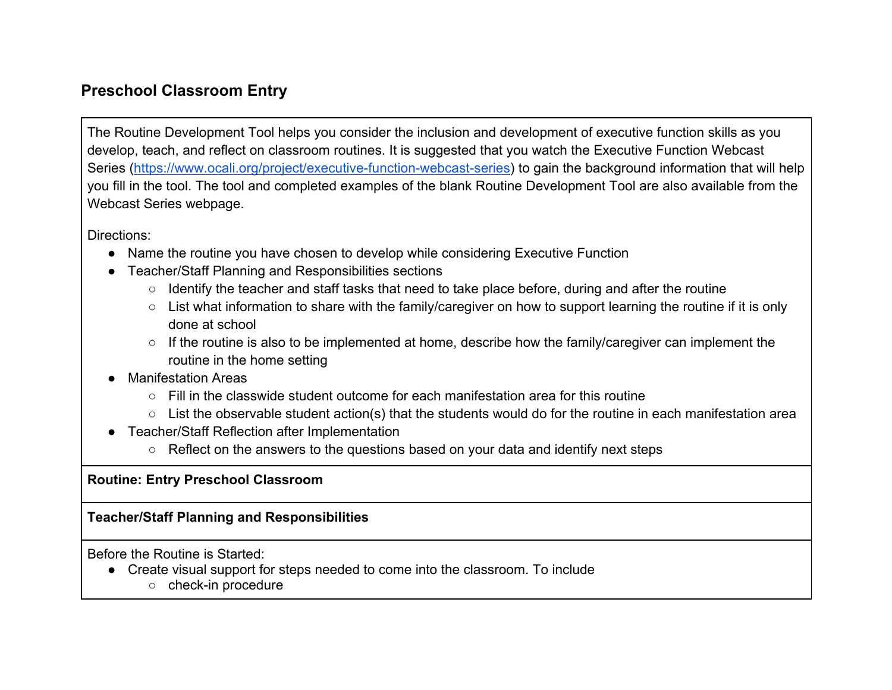## Preschool Classroom Entry

The Routine Development Tool helps you consider the inclusion and development of executive function skills as you develop, teach, and reflect on classroom routines. It is suggested that you watch the Executive Function Webcast Series ([https://www.ocali.org/project/executive-function-webcast-series](https://www.ocali.org/project/executive-function-webcast-series)) to gain the background information that will help you fill in the tool. The tool and completed examples of the blank Routine Development Tool are also available from the Webcast Series webpage.

Directions:

- Name the routine you have chosen to develop while considering Executive Function
- Teacher/Staff Planning and Responsibilities sections
  - Identify the teacher and staff tasks that need to take place before, during and after the routine
  - List what information to share with the family/caregiver on how to support learning the routine if it is only done at school
  - If the routine is also to be implemented at home, describe how the family/caregiver can implement the routine in the home setting
- Manifestation Areas
  - Fill in the classwide student outcome for each manifestation area for this routine
  - List the observable student action(s) that the students would do for the routine in each manifestation area
- Teacher/Staff Reflection after Implementation
  - Reflect on the answers to the questions based on your data and identify next steps

**Routine: Entry Preschool Classroom**

**Teacher/Staff Planning and Responsibilities**

Before the Routine is Started:

- Create visual support for steps needed to come into the classroom. To include
  - check-in procedure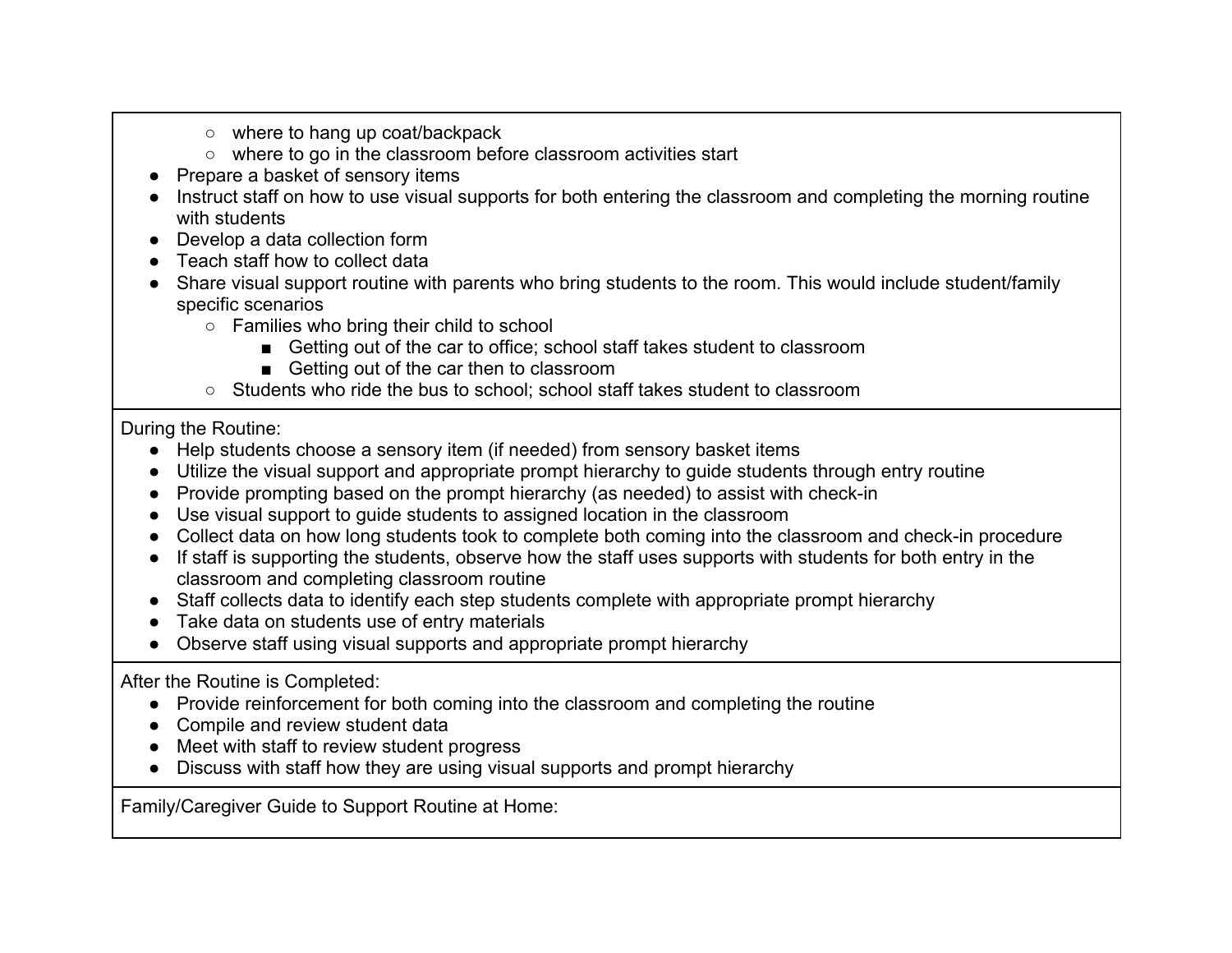- where to hang up coat/backpack
- where to go in the classroom before classroom activities start

- Prepare a basket of sensory items
- Instruct staff on how to use visual supports for both entering the classroom and completing the morning routine with students
- Develop a data collection form
- Teach staff how to collect data
- Share visual support routine with parents who bring students to the room. This would include student/family specific scenarios
  - Families who bring their child to school
    - Getting out of the car to office; school staff takes student to classroom
    - Getting out of the car then to classroom
  - Students who ride the bus to school; school staff takes student to classroom

During the Routine:

- Help students choose a sensory item (if needed) from sensory basket items
- Utilize the visual support and appropriate prompt hierarchy to guide students through entry routine
- Provide prompting based on the prompt hierarchy (as needed) to assist with check-in
- Use visual support to guide students to assigned location in the classroom
- Collect data on how long students took to complete both coming into the classroom and check-in procedure
- If staff is supporting the students, observe how the staff uses supports with students for both entry in the classroom and completing classroom routine
- Staff collects data to identify each step students complete with appropriate prompt hierarchy
- Take data on students use of entry materials
- Observe staff using visual supports and appropriate prompt hierarchy

After the Routine is Completed:

- Provide reinforcement for both coming into the classroom and completing the routine
- Compile and review student data
- Meet with staff to review student progress
- Discuss with staff how they are using visual supports and prompt hierarchy

Family/Caregiver Guide to Support Routine at Home: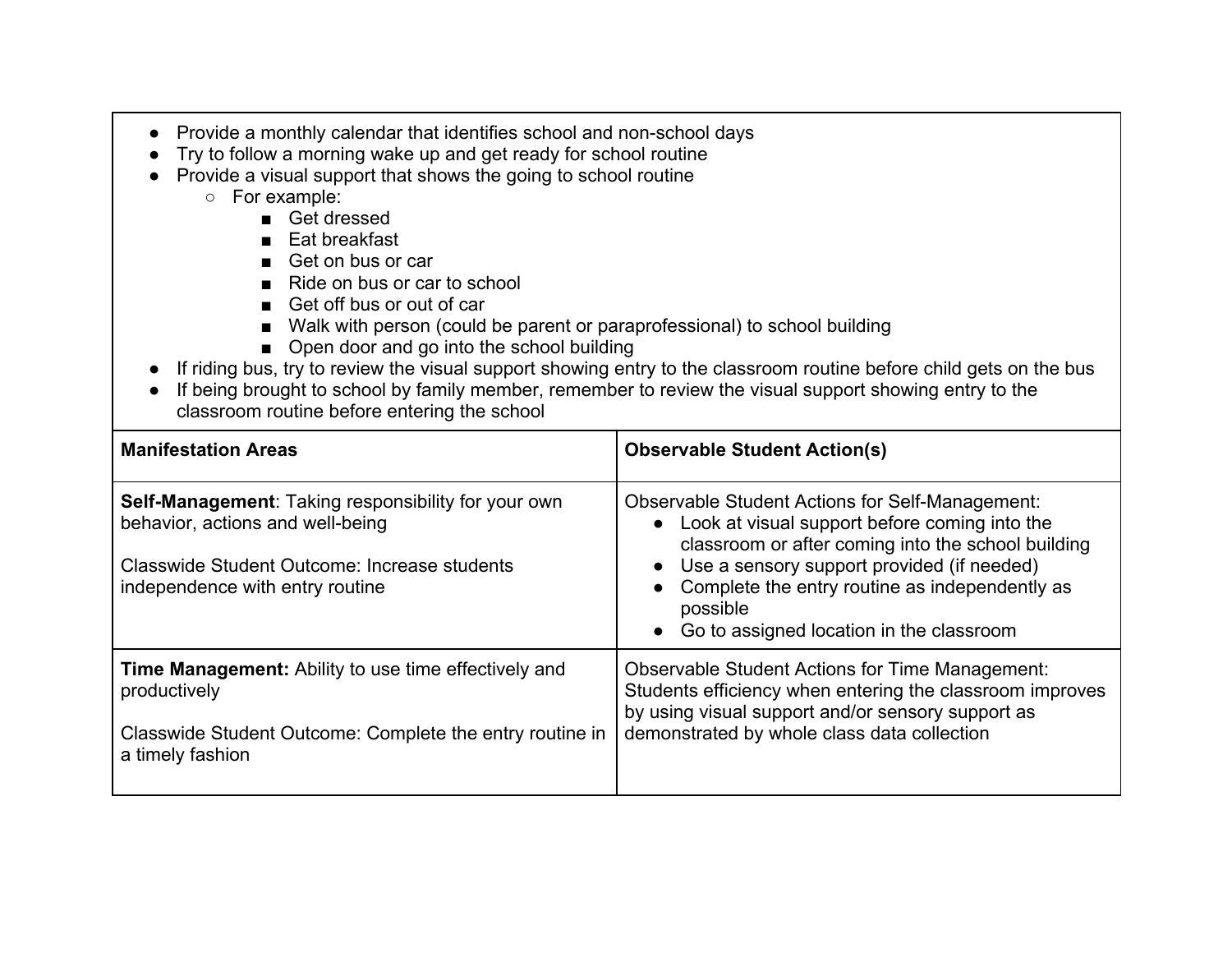- Provide a monthly calendar that identifies school and non-school days
- Try to follow a morning wake up and get ready for school routine
- Provide a visual support that shows the going to school routine
    - For example:
        - Get dressed
        - Eat breakfast
        - Get on bus or car
        - Ride on bus or car to school
        - Get off bus or out of car
        - Walk with person (could be parent or paraprofessional) to school building
        - Open door and go into the school building
- If riding bus, try to review the visual support showing entry to the classroom routine before child gets on the bus
- If being brought to school by family member, remember to review the visual support showing entry to the classroom routine before entering the school

| Manifestation Areas | Observable Student Action(s) |
|---|---|
| **Self-Management**: Taking responsibility for your own behavior, actions and well-being<br><br>Classwide Student Outcome: Increase students independence with entry routine | Observable Student Actions for Self-Management:<br>• Look at visual support before coming into the classroom or after coming into the school building<br>• Use a sensory support provided (if needed)<br>• Complete the entry routine as independently as possible<br>• Go to assigned location in the classroom |
| **Time Management:** Ability to use time effectively and productively<br><br>Classwide Student Outcome: Complete the entry routine in a timely fashion | Observable Student Actions for Time Management: Students efficiency when entering the classroom improves by using visual support and/or sensory support as demonstrated by whole class data collection |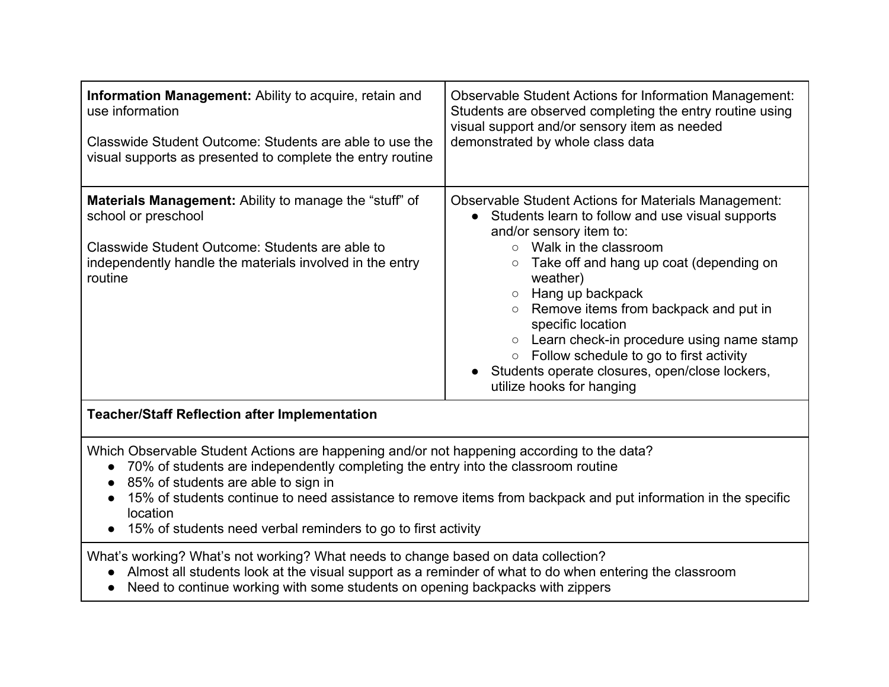| **Information Management:** Ability to acquire, retain and use information<br><br>Classwide Student Outcome: Students are able to use the visual supports as presented to complete the entry routine | Observable Student Actions for Information Management: Students are observed completing the entry routine using visual support and/or sensory item as needed demonstrated by whole class data |
|---|---|
| **Materials Management:** Ability to manage the "stuff" of school or preschool<br><br>Classwide Student Outcome: Students are able to independently handle the materials involved in the entry routine | Observable Student Actions for Materials Management:<br>● Students learn to follow and use visual supports and/or sensory item to:<br>○ Walk in the classroom<br>○ Take off and hang up coat (depending on weather)<br>○ Hang up backpack<br>○ Remove items from backpack and put in specific location<br>○ Learn check-in procedure using name stamp<br>○ Follow schedule to go to first activity<br>● Students operate closures, open/close lockers, utilize hooks for hanging |

**Teacher/Staff Reflection after Implementation**

Which Observable Student Actions are happening and/or not happening according to the data?

- 70% of students are independently completing the entry into the classroom routine
- 85% of students are able to sign in
- 15% of students continue to need assistance to remove items from backpack and put information in the specific location
- 15% of students need verbal reminders to go to first activity

What's working? What's not working? What needs to change based on data collection?

- Almost all students look at the visual support as a reminder of what to do when entering the classroom
- Need to continue working with some students on opening backpacks with zippers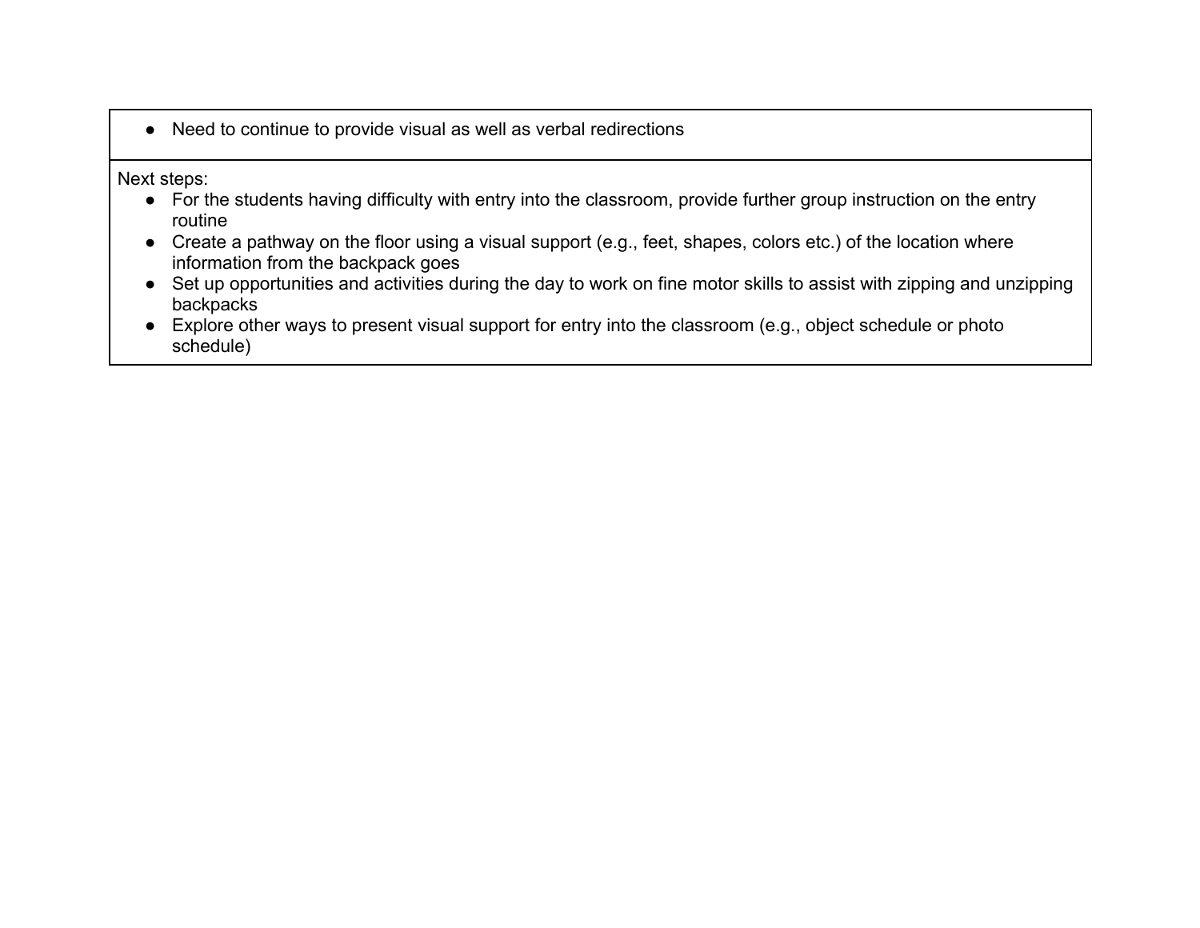| |
|---|
| - Need to continue to provide visual as well as verbal redirections |
| Next steps:<br>- For the students having difficulty with entry into the classroom, provide further group instruction on the entry routine<br>- Create a pathway on the floor using a visual support (e.g., feet, shapes, colors etc.) of the location where information from the backpack goes<br>- Set up opportunities and activities during the day to work on fine motor skills to assist with zipping and unzipping backpacks<br>- Explore other ways to present visual support for entry into the classroom (e.g., object schedule or photo schedule) |